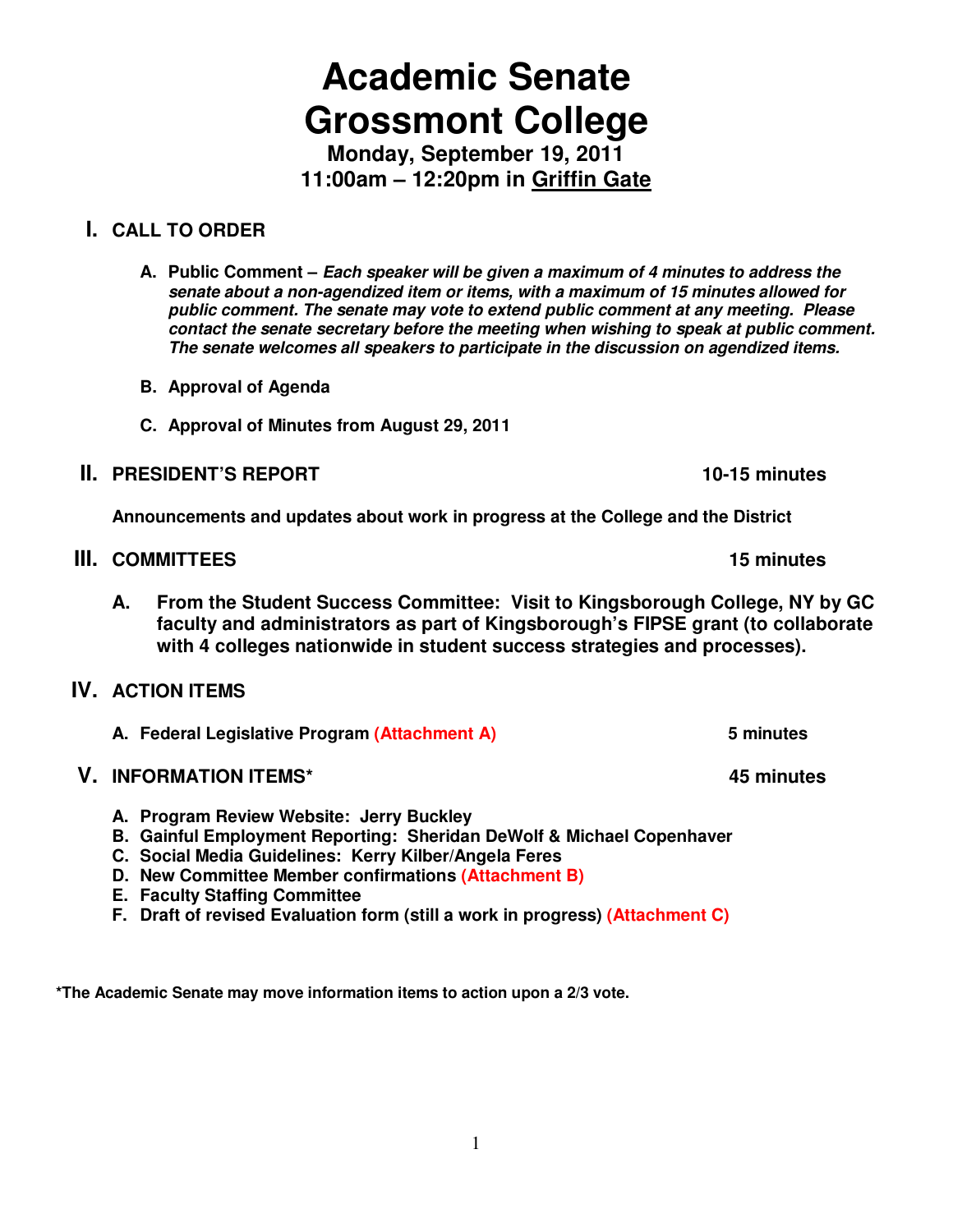# Academic Senate
# Grossmont College

**Monday, September 19, 2011**
**11:00am – 12:20pm in Griffin Gate**

## I. CALL TO ORDER

**A. Public Comment** – ***Each speaker will be given a maximum of 4 minutes to address the senate about a non-agendized item or items, with a maximum of 15 minutes allowed for public comment. The senate may vote to extend public comment at any meeting. Please contact the senate secretary before the meeting when wishing to speak at public comment. The senate welcomes all speakers to participate in the discussion on agendized items.***

**B. Approval of Agenda**

**C. Approval of Minutes from August 29, 2011**

## II. PRESIDENT'S REPORT — 10-15 minutes

**Announcements and updates about work in progress at the College and the District**

## III. COMMITTEES — 15 minutes

**A. From the Student Success Committee: Visit to Kingsborough College, NY by GC faculty and administrators as part of Kingsborough's FIPSE grant (to collaborate with 4 colleges nationwide in student success strategies and processes).**

## IV. ACTION ITEMS

**A. Federal Legislative Program (Attachment A)** — 5 minutes

## V. INFORMATION ITEMS* — 45 minutes

**A. Program Review Website: Jerry Buckley**
**B. Gainful Employment Reporting: Sheridan DeWolf & Michael Copenhaver**
**C. Social Media Guidelines: Kerry Kilber/Angela Feres**
**D. New Committee Member confirmations (Attachment B)**
**E. Faculty Staffing Committee**
**F. Draft of revised Evaluation form (still a work in progress) (Attachment C)**

**\*The Academic Senate may move information items to action upon a 2/3 vote.**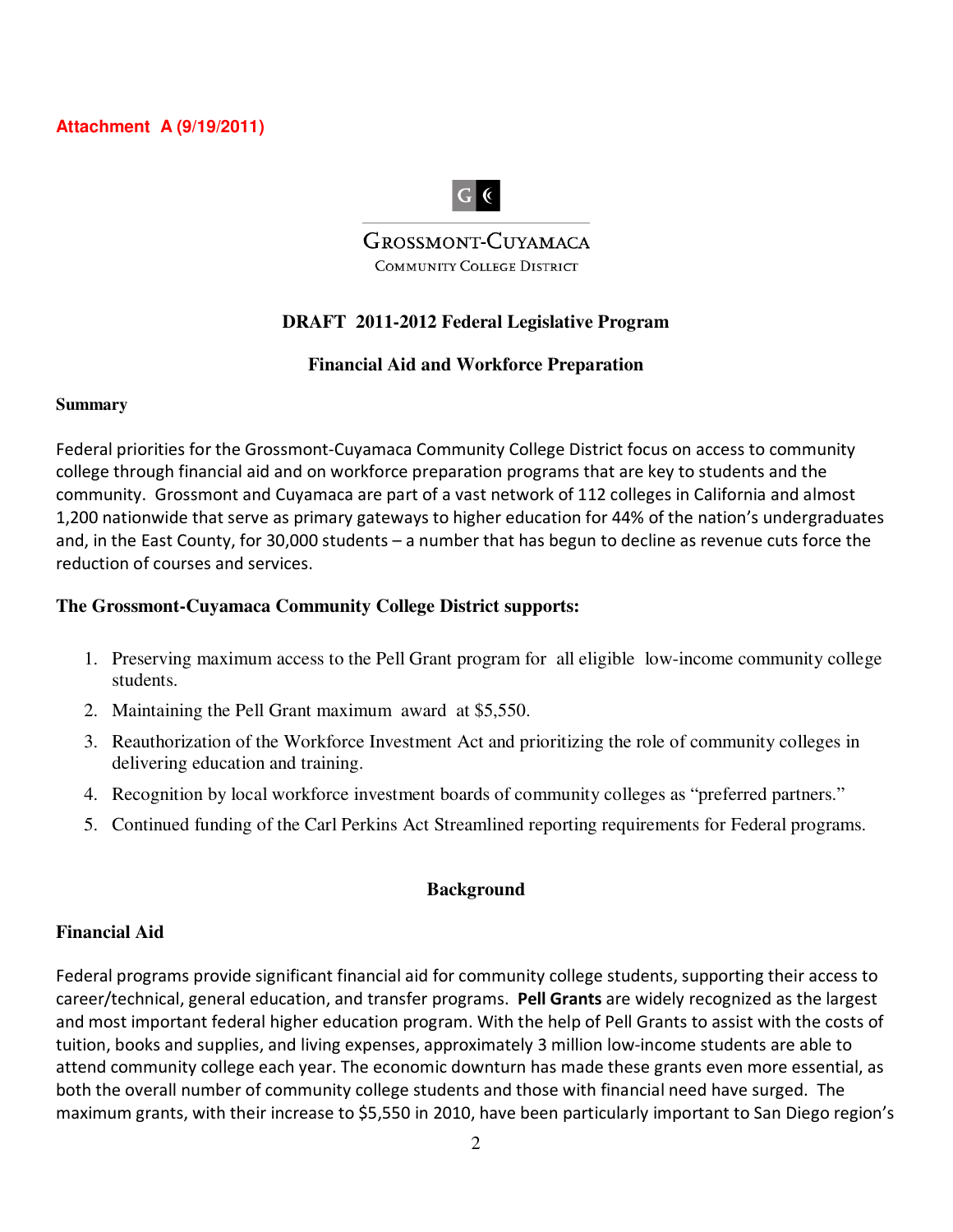**Attachment A (9/19/2011)**

GROSSMONT-CUYAMACA
COMMUNITY COLLEGE DISTRICT

## DRAFT 2011-2012 Federal Legislative Program

## Financial Aid and Workforce Preparation

### Summary

Federal priorities for the Grossmont-Cuyamaca Community College District focus on access to community college through financial aid and on workforce preparation programs that are key to students and the community. Grossmont and Cuyamaca are part of a vast network of 112 colleges in California and almost 1,200 nationwide that serve as primary gateways to higher education for 44% of the nation's undergraduates and, in the East County, for 30,000 students – a number that has begun to decline as revenue cuts force the reduction of courses and services.

### The Grossmont-Cuyamaca Community College District supports:

1. Preserving maximum access to the Pell Grant program for all eligible low-income community college students.
2. Maintaining the Pell Grant maximum award at $5,550.
3. Reauthorization of the Workforce Investment Act and prioritizing the role of community colleges in delivering education and training.
4. Recognition by local workforce investment boards of community colleges as "preferred partners."
5. Continued funding of the Carl Perkins Act Streamlined reporting requirements for Federal programs.

## Background

### Financial Aid

Federal programs provide significant financial aid for community college students, supporting their access to career/technical, general education, and transfer programs. **Pell Grants** are widely recognized as the largest and most important federal higher education program. With the help of Pell Grants to assist with the costs of tuition, books and supplies, and living expenses, approximately 3 million low-income students are able to attend community college each year. The economic downturn has made these grants even more essential, as both the overall number of community college students and those with financial need have surged. The maximum grants, with their increase to $5,550 in 2010, have been particularly important to San Diego region's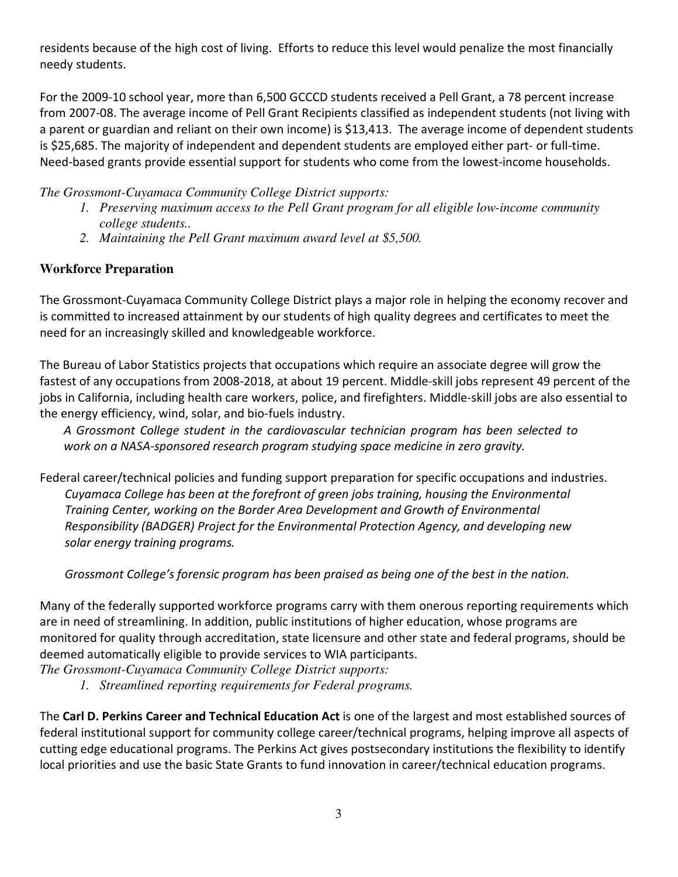residents because of the high cost of living. Efforts to reduce this level would penalize the most financially needy students.

For the 2009-10 school year, more than 6,500 GCCCD students received a Pell Grant, a 78 percent increase from 2007-08. The average income of Pell Grant Recipients classified as independent students (not living with a parent or guardian and reliant on their own income) is $13,413. The average income of dependent students is $25,685. The majority of independent and dependent students are employed either part- or full-time. Need-based grants provide essential support for students who come from the lowest-income households.

*The Grossmont-Cuyamaca Community College District supports:*

1. *Preserving maximum access to the Pell Grant program for all eligible low-income community college students..*
2. *Maintaining the Pell Grant maximum award level at $5,500.*

## Workforce Preparation

The Grossmont-Cuyamaca Community College District plays a major role in helping the economy recover and is committed to increased attainment by our students of high quality degrees and certificates to meet the need for an increasingly skilled and knowledgeable workforce.

The Bureau of Labor Statistics projects that occupations which require an associate degree will grow the fastest of any occupations from 2008-2018, at about 19 percent. Middle-skill jobs represent 49 percent of the jobs in California, including health care workers, police, and firefighters. Middle-skill jobs are also essential to the energy efficiency, wind, solar, and bio-fuels industry.

*A Grossmont College student in the cardiovascular technician program has been selected to work on a NASA-sponsored research program studying space medicine in zero gravity.*

Federal career/technical policies and funding support preparation for specific occupations and industries.

*Cuyamaca College has been at the forefront of green jobs training, housing the Environmental Training Center, working on the Border Area Development and Growth of Environmental Responsibility (BADGER) Project for the Environmental Protection Agency, and developing new solar energy training programs.*

*Grossmont College's forensic program has been praised as being one of the best in the nation.*

Many of the federally supported workforce programs carry with them onerous reporting requirements which are in need of streamlining. In addition, public institutions of higher education, whose programs are monitored for quality through accreditation, state licensure and other state and federal programs, should be deemed automatically eligible to provide services to WIA participants.

*The Grossmont-Cuyamaca Community College District supports:*

1. *Streamlined reporting requirements for Federal programs.*

The **Carl D. Perkins Career and Technical Education Act** is one of the largest and most established sources of federal institutional support for community college career/technical programs, helping improve all aspects of cutting edge educational programs. The Perkins Act gives postsecondary institutions the flexibility to identify local priorities and use the basic State Grants to fund innovation in career/technical education programs.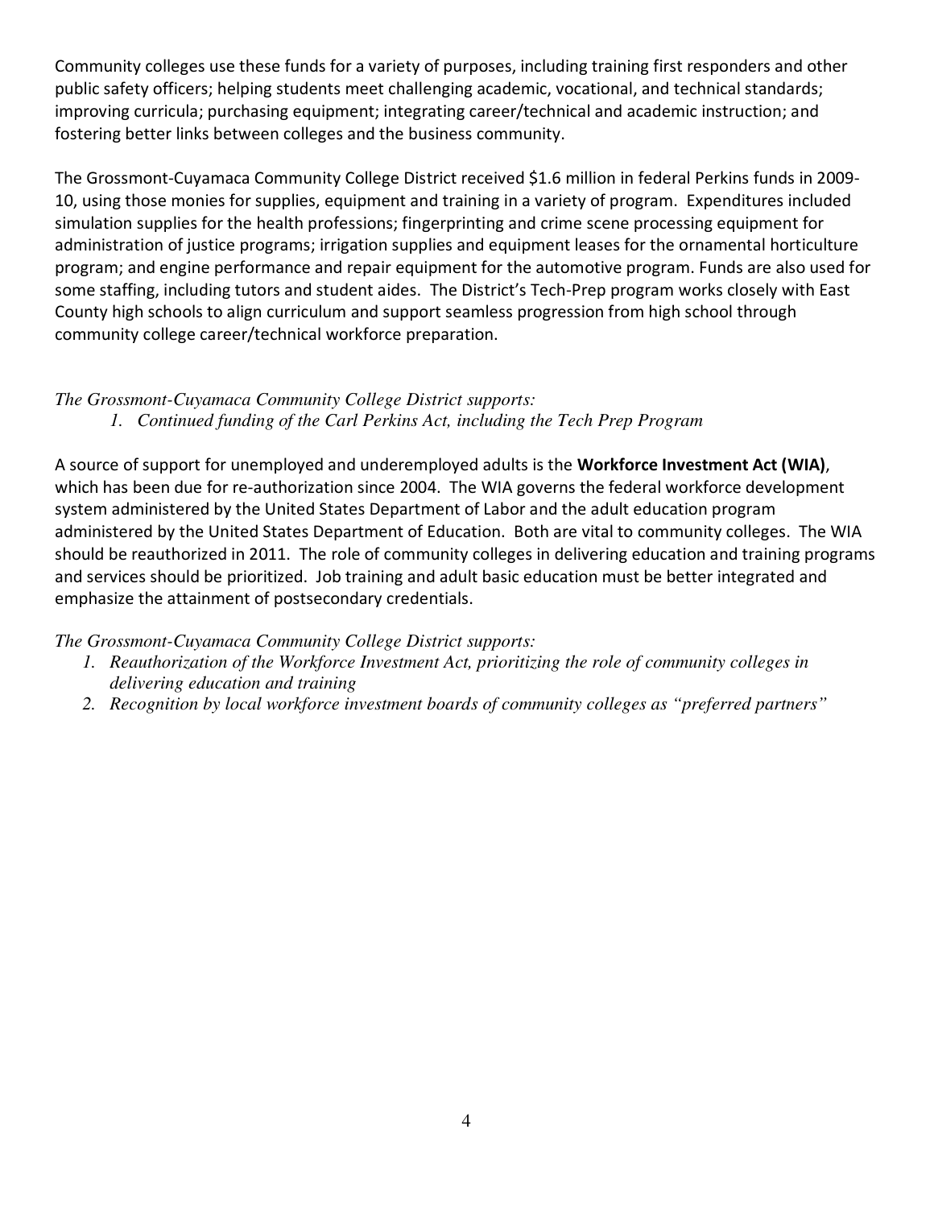Community colleges use these funds for a variety of purposes, including training first responders and other public safety officers; helping students meet challenging academic, vocational, and technical standards; improving curricula; purchasing equipment; integrating career/technical and academic instruction; and fostering better links between colleges and the business community.

The Grossmont-Cuyamaca Community College District received $1.6 million in federal Perkins funds in 2009-10, using those monies for supplies, equipment and training in a variety of program. Expenditures included simulation supplies for the health professions; fingerprinting and crime scene processing equipment for administration of justice programs; irrigation supplies and equipment leases for the ornamental horticulture program; and engine performance and repair equipment for the automotive program. Funds are also used for some staffing, including tutors and student aides. The District's Tech-Prep program works closely with East County high schools to align curriculum and support seamless progression from high school through community college career/technical workforce preparation.

*The Grossmont-Cuyamaca Community College District supports:*

1. *Continued funding of the Carl Perkins Act, including the Tech Prep Program*

A source of support for unemployed and underemployed adults is the **Workforce Investment Act (WIA)**, which has been due for re-authorization since 2004. The WIA governs the federal workforce development system administered by the United States Department of Labor and the adult education program administered by the United States Department of Education. Both are vital to community colleges. The WIA should be reauthorized in 2011. The role of community colleges in delivering education and training programs and services should be prioritized. Job training and adult basic education must be better integrated and emphasize the attainment of postsecondary credentials.

*The Grossmont-Cuyamaca Community College District supports:*

1. *Reauthorization of the Workforce Investment Act, prioritizing the role of community colleges in delivering education and training*
2. *Recognition by local workforce investment boards of community colleges as "preferred partners"*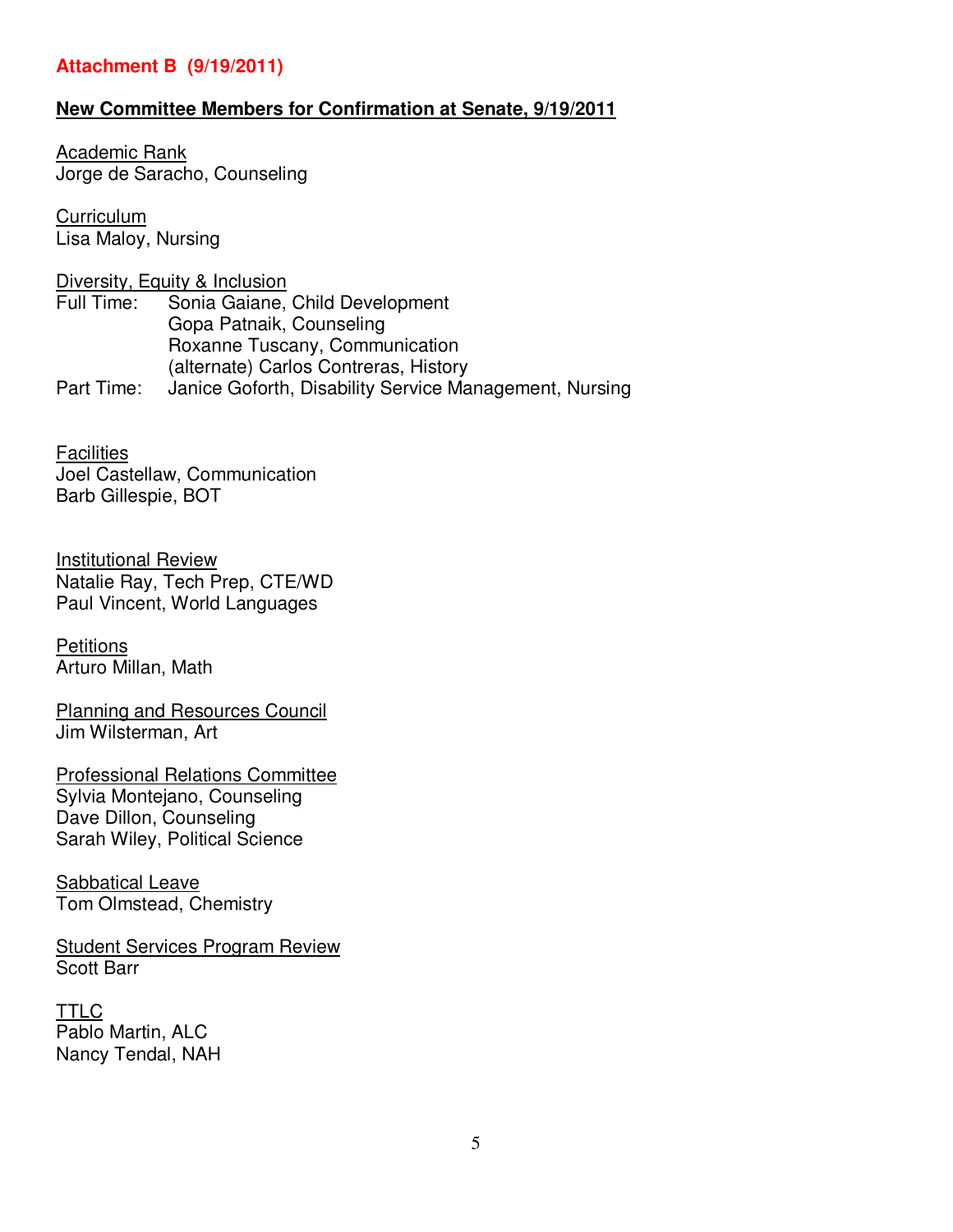**Attachment B (9/19/2011)**

## New Committee Members for Confirmation at Senate, 9/19/2011

Academic Rank
Jorge de Saracho, Counseling

Curriculum
Lisa Maloy, Nursing

Diversity, Equity & Inclusion
Full Time: Sonia Gaiane, Child Development
Gopa Patnaik, Counseling
Roxanne Tuscany, Communication
(alternate) Carlos Contreras, History
Part Time: Janice Goforth, Disability Service Management, Nursing

Facilities
Joel Castellaw, Communication
Barb Gillespie, BOT

Institutional Review
Natalie Ray, Tech Prep, CTE/WD
Paul Vincent, World Languages

Petitions
Arturo Millan, Math

Planning and Resources Council
Jim Wilsterman, Art

Professional Relations Committee
Sylvia Montejano, Counseling
Dave Dillon, Counseling
Sarah Wiley, Political Science

Sabbatical Leave
Tom Olmstead, Chemistry

Student Services Program Review
Scott Barr

TTLC
Pablo Martin, ALC
Nancy Tendal, NAH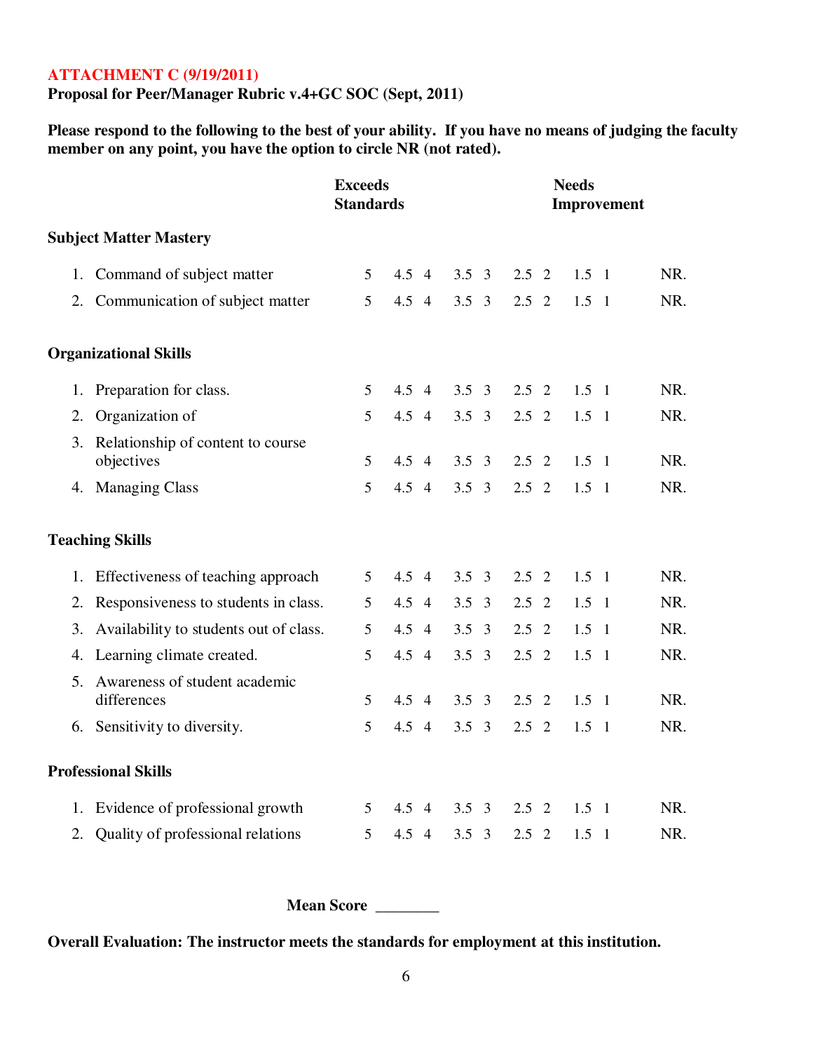**ATTACHMENT C (9/19/2011)**

**Proposal for Peer/Manager Rubric v.4+GC SOC (Sept, 2011)**

**Please respond to the following to the best of your ability. If you have no means of judging the faculty member on any point, you have the option to circle NR (not rated).**

| | **Exceeds Standards** | | | | | | | **Needs Improvement** | | |
|---|---|---|---|---|---|---|---|---|---|---|
| **Subject Matter Mastery** | | | | | | | | | | |
| 1. Command of subject matter | 5 | 4.5 | 4 | 3.5 | 3 | 2.5 | 2 | 1.5 | 1 | NR. |
| 2. Communication of subject matter | 5 | 4.5 | 4 | 3.5 | 3 | 2.5 | 2 | 1.5 | 1 | NR. |
| **Organizational Skills** | | | | | | | | | | |
| 1. Preparation for class. | 5 | 4.5 | 4 | 3.5 | 3 | 2.5 | 2 | 1.5 | 1 | NR. |
| 2. Organization of | 5 | 4.5 | 4 | 3.5 | 3 | 2.5 | 2 | 1.5 | 1 | NR. |
| 3. Relationship of content to course objectives | 5 | 4.5 | 4 | 3.5 | 3 | 2.5 | 2 | 1.5 | 1 | NR. |
| 4. Managing Class | 5 | 4.5 | 4 | 3.5 | 3 | 2.5 | 2 | 1.5 | 1 | NR. |
| **Teaching Skills** | | | | | | | | | | |
| 1. Effectiveness of teaching approach | 5 | 4.5 | 4 | 3.5 | 3 | 2.5 | 2 | 1.5 | 1 | NR. |
| 2. Responsiveness to students in class. | 5 | 4.5 | 4 | 3.5 | 3 | 2.5 | 2 | 1.5 | 1 | NR. |
| 3. Availability to students out of class. | 5 | 4.5 | 4 | 3.5 | 3 | 2.5 | 2 | 1.5 | 1 | NR. |
| 4. Learning climate created. | 5 | 4.5 | 4 | 3.5 | 3 | 2.5 | 2 | 1.5 | 1 | NR. |
| 5. Awareness of student academic differences | 5 | 4.5 | 4 | 3.5 | 3 | 2.5 | 2 | 1.5 | 1 | NR. |
| 6. Sensitivity to diversity. | 5 | 4.5 | 4 | 3.5 | 3 | 2.5 | 2 | 1.5 | 1 | NR. |
| **Professional Skills** | | | | | | | | | | |
| 1. Evidence of professional growth | 5 | 4.5 | 4 | 3.5 | 3 | 2.5 | 2 | 1.5 | 1 | NR. |
| 2. Quality of professional relations | 5 | 4.5 | 4 | 3.5 | 3 | 2.5 | 2 | 1.5 | 1 | NR. |

**Mean Score** ________

**Overall Evaluation: The instructor meets the standards for employment at this institution.**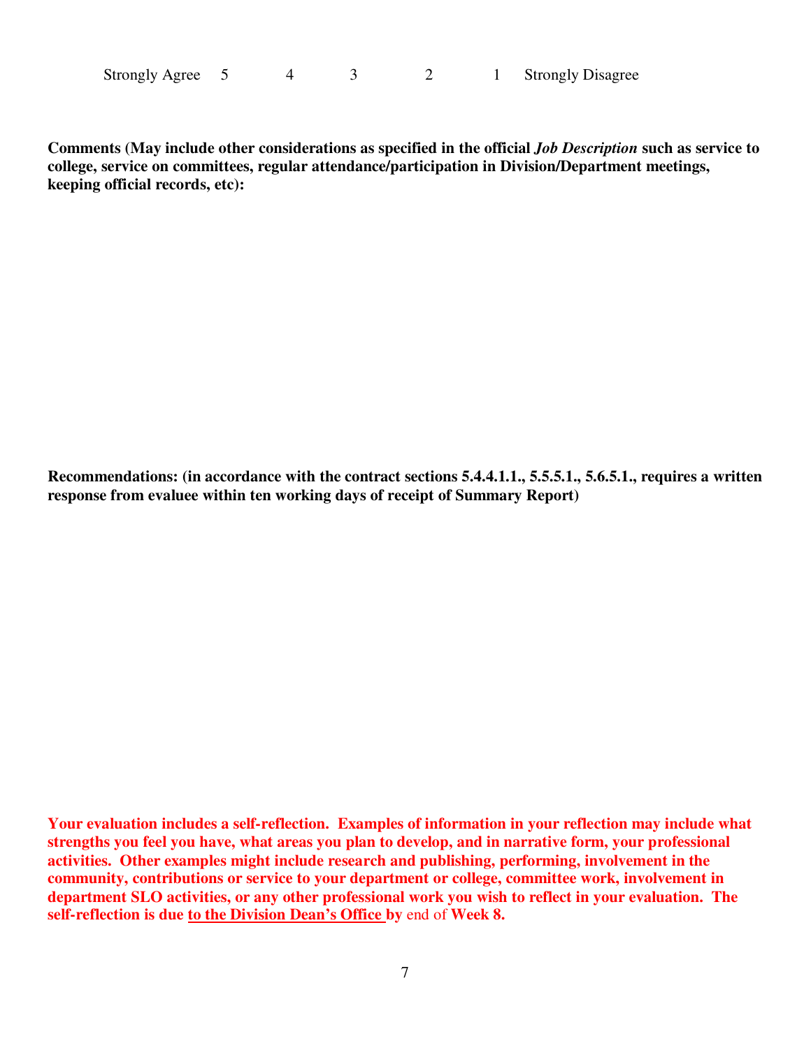Strongly Agree 5 4 3 2 1 Strongly Disagree

**Comments (May include other considerations as specified in the official *Job Description* such as service to college, service on committees, regular attendance/participation in Division/Department meetings, keeping official records, etc):**

**Recommendations: (in accordance with the contract sections 5.4.4.1.1., 5.5.5.1., 5.6.5.1., requires a written response from evaluee within ten working days of receipt of Summary Report)**

**Your evaluation includes a self-reflection. Examples of information in your reflection may include what strengths you feel you have, what areas you plan to develop, and in narrative form, your professional activities. Other examples might include research and publishing, performing, involvement in the community, contributions or service to your department or college, committee work, involvement in department SLO activities, or any other professional work you wish to reflect in your evaluation. The self-reflection is due <u>to the Division Dean's Office</u> by** end of **Week 8.**